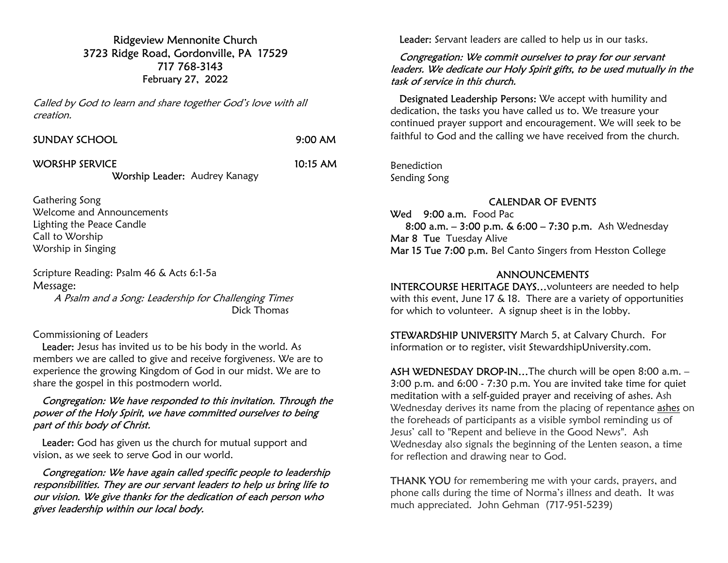# Ridgeview Mennonite Church

3723 Ridge Road, Gordonville, PA 17529
717 768-3143
February 27, 2022

*Called by God to learn and share together God's love with all creation.*

SUNDAY SCHOOL 9:00 AM

WORSHP SERVICE 10:15 AM

Worship Leader: Audrey Kanagy

Gathering Song
Welcome and Announcements
Lighting the Peace Candle
Call to Worship
Worship in Singing

Scripture Reading: Psalm 46 & Acts 6:1-5a

Message:

*A Psalm and a Song: Leadership for Challenging Times*

Dick Thomas

Commissioning of Leaders

**Leader:** Jesus has invited us to be his body in the world. As members we are called to give and receive forgiveness. We are to experience the growing Kingdom of God in our midst. We are to share the gospel in this postmodern world.

*Congregation: We have responded to this invitation. Through the power of the Holy Spirit, we have committed ourselves to being part of this body of Christ.*

**Leader:** God has given us the church for mutual support and vision, as we seek to serve God in our world.

*Congregation: We have again called specific people to leadership responsibilities. They are our servant leaders to help us bring life to our vision. We give thanks for the dedication of each person who gives leadership within our local body.*

**Leader:** Servant leaders are called to help us in our tasks.

*Congregation: We commit ourselves to pray for our servant leaders. We dedicate our Holy Spirit gifts, to be used mutually in the task of service in this church.*

**Designated Leadership Persons:** We accept with humility and dedication, the tasks you have called us to. We treasure your continued prayer support and encouragement. We will seek to be faithful to God and the calling we have received from the church.

Benediction
Sending Song

## CALENDAR OF EVENTS

**Wed 9:00 a.m.** Food Pac
**8:00 a.m. – 3:00 p.m. & 6:00 – 7:30 p.m.** Ash Wednesday
**Mar 8 Tue** Tuesday Alive
**Mar 15 Tue 7:00 p.m.** Bel Canto Singers from Hesston College

## ANNOUNCEMENTS

**INTERCOURSE HERITAGE DAYS…**volunteers are needed to help with this event, June 17 & 18. There are a variety of opportunities for which to volunteer. A signup sheet is in the lobby.

**STEWARDSHIP UNIVERSITY** March 5, at Calvary Church. For information or to register, visit StewardshipUniversity.com.

**ASH WEDNESDAY DROP-IN…**The church will be open 8:00 a.m. – 3:00 p.m. and 6:00 - 7:30 p.m. You are invited take time for quiet meditation with a self-guided prayer and receiving of ashes. Ash Wednesday derives its name from the placing of repentance ashes on the foreheads of participants as a visible symbol reminding us of Jesus' call to "Repent and believe in the Good News". Ash Wednesday also signals the beginning of the Lenten season, a time for reflection and drawing near to God.

**THANK YOU** for remembering me with your cards, prayers, and phone calls during the time of Norma's illness and death. It was much appreciated. John Gehman (717-951-5239)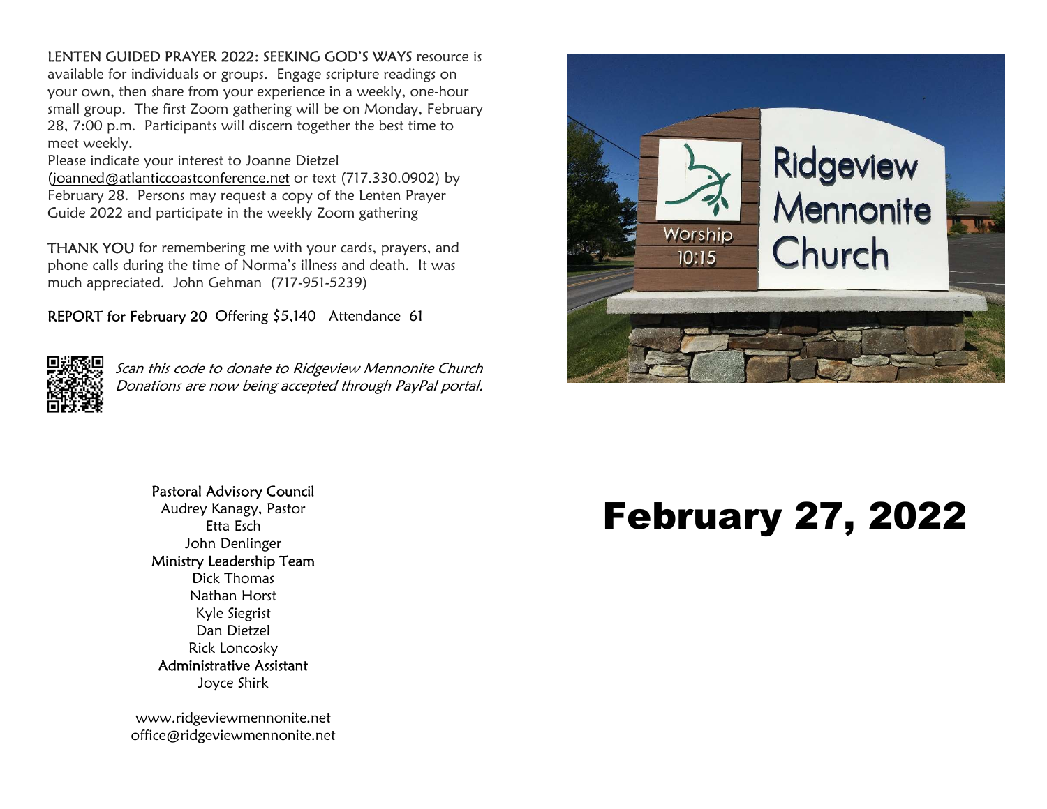LENTEN GUIDED PRAYER 2022: SEEKING GOD'S WAYS resource is available for individuals or groups. Engage scripture readings on your own, then share from your experience in a weekly, one-hour small group. The first Zoom gathering will be on Monday, February 28, 7:00 p.m. Participants will discern together the best time to meet weekly.

Please indicate your interest to Joanne Dietzel (joanned@atlanticcoastconference.net or text (717.330.0902) by February 28. Persons may request a copy of the Lenten Prayer Guide 2022 and participate in the weekly Zoom gathering

THANK YOU for remembering me with your cards, prayers, and phone calls during the time of Norma's illness and death. It was much appreciated. John Gehman (717-951-5239)

REPORT for February 20 Offering $5,140 Attendance 61

*Scan this code to donate to Ridgeview Mennonite Church Donations are now being accepted through PayPal portal.*

Pastoral Advisory Council
Audrey Kanagy, Pastor
Etta Esch
John Denlinger

Ministry Leadership Team
Dick Thomas
Nathan Horst
Kyle Siegrist
Dan Dietzel
Rick Loncosky

Administrative Assistant
Joyce Shirk

www.ridgeviewmennonite.net
office@ridgeviewmennonite.net

Worship 10:15

Ridgeview Mennonite Church

# February 27, 2022